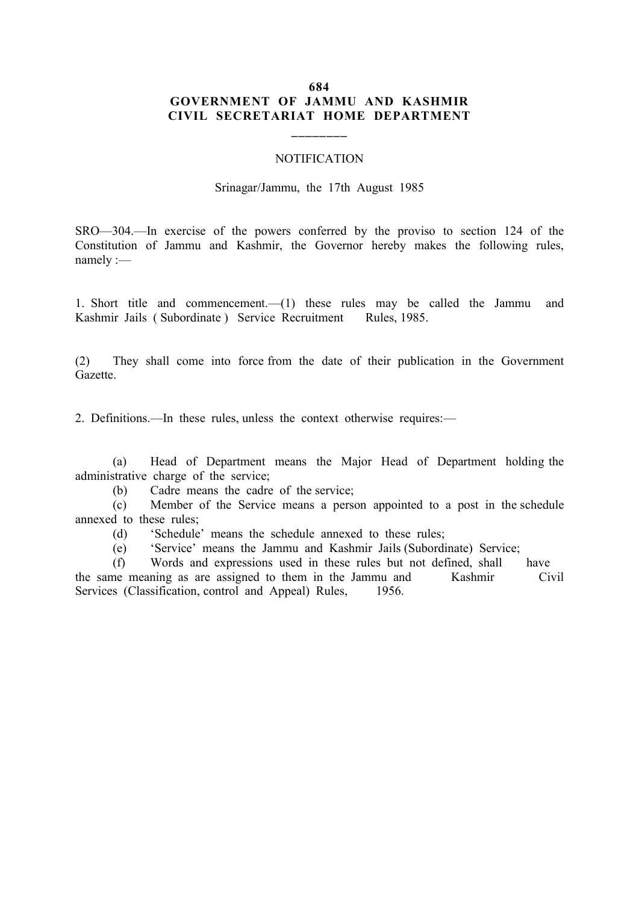**684**

**GOVERNMENT OF JAMMU AND KASHMIR**
**CIVIL SECRETARIAT HOME DEPARTMENT**

NOTIFICATION

Srinagar/Jammu, the 17th August 1985

SRO—304.—In exercise of the powers conferred by the proviso to section 124 of the Constitution of Jammu and Kashmir, the Governor hereby makes the following rules, namely :—

1. Short title and commencement.—(1) these rules may be called the Jammu and Kashmir Jails ( Subordinate ) Service Recruitment Rules, 1985.

(2) They shall come into force from the date of their publication in the Government Gazette.

2. Definitions.—In these rules, unless the context otherwise requires:—

(a) Head of Department means the Major Head of Department holding the administrative charge of the service;

(b) Cadre means the cadre of the service;

(c) Member of the Service means a person appointed to a post in the schedule annexed to these rules;

(d) 'Schedule' means the schedule annexed to these rules;

(e) 'Service' means the Jammu and Kashmir Jails (Subordinate) Service;

(f) Words and expressions used in these rules but not defined, shall have the same meaning as are assigned to them in the Jammu and Kashmir Civil Services (Classification, control and Appeal) Rules, 1956.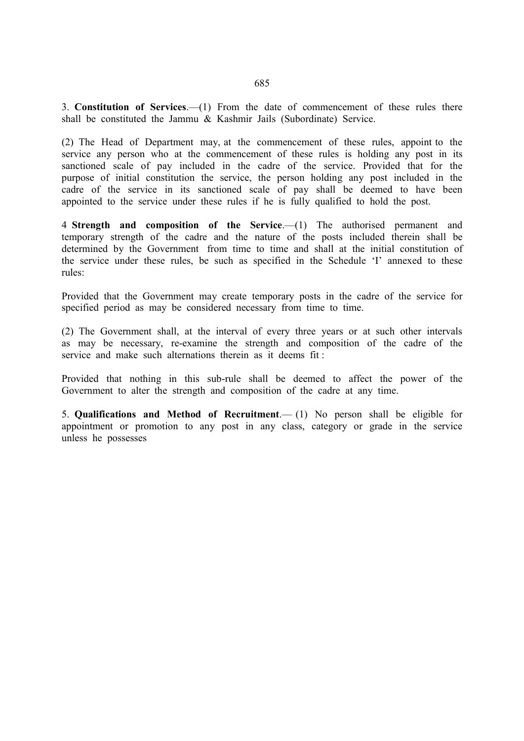3. **Constitution of Services**.—(1) From the date of commencement of these rules there shall be constituted the Jammu & Kashmir Jails (Subordinate) Service.

(2) The Head of Department may, at the commencement of these rules, appoint to the service any person who at the commencement of these rules is holding any post in its sanctioned scale of pay included in the cadre of the service. Provided that for the purpose of initial constitution the service, the person holding any post included in the cadre of the service in its sanctioned scale of pay shall be deemed to have been appointed to the service under these rules if he is fully qualified to hold the post.

4 **Strength and composition of the Service**.—(1) The authorised permanent and temporary strength of the cadre and the nature of the posts included therein shall be determined by the Government from time to time and shall at the initial constitution of the service under these rules, be such as specified in the Schedule 'I' annexed to these rules:

Provided that the Government may create temporary posts in the cadre of the service for specified period as may be considered necessary from time to time.

(2) The Government shall, at the interval of every three years or at such other intervals as may be necessary, re-examine the strength and composition of the cadre of the service and make such alternations therein as it deems fit :

Provided that nothing in this sub-rule shall be deemed to affect the power of the Government to alter the strength and composition of the cadre at any time.

5. **Qualifications and Method of Recruitment**.— (1) No person shall be eligible for appointment or promotion to any post in any class, category or grade in the service unless he possesses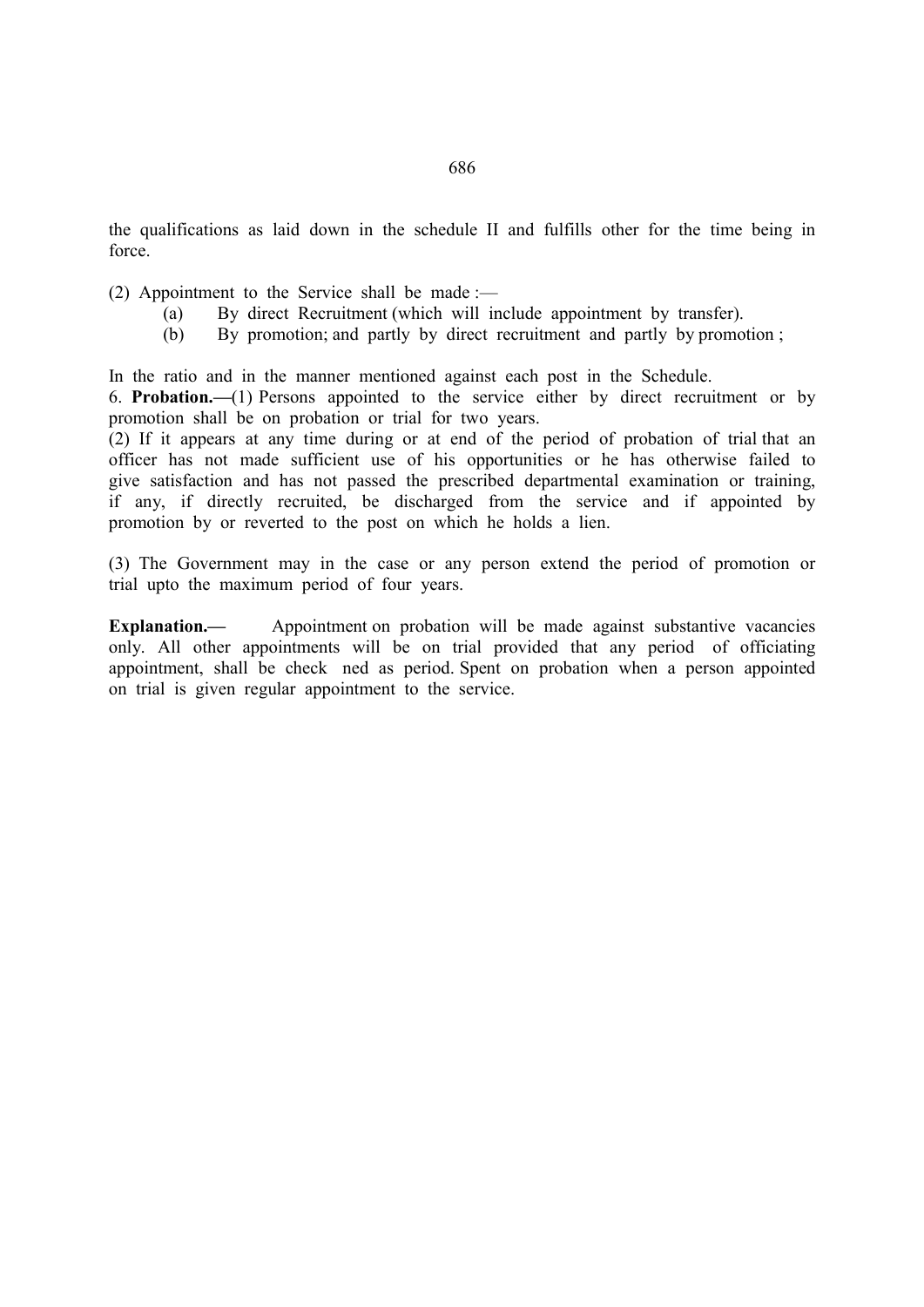the qualifications as laid down in the schedule II and fulfills other for the time being in force.

(2) Appointment to the Service shall be made :—

(a) By direct Recruitment (which will include appointment by transfer).

(b) By promotion; and partly by direct recruitment and partly by promotion ;

In the ratio and in the manner mentioned against each post in the Schedule.

6. **Probation.—**(1) Persons appointed to the service either by direct recruitment or by promotion shall be on probation or trial for two years.

(2) If it appears at any time during or at end of the period of probation of trial that an officer has not made sufficient use of his opportunities or he has otherwise failed to give satisfaction and has not passed the prescribed departmental examination or training, if any, if directly recruited, be discharged from the service and if appointed by promotion by or reverted to the post on which he holds a lien.

(3) The Government may in the case or any person extend the period of promotion or trial upto the maximum period of four years.

**Explanation.—** Appointment on probation will be made against substantive vacancies only. All other appointments will be on trial provided that any period of officiating appointment, shall be check ned as period. Spent on probation when a person appointed on trial is given regular appointment to the service.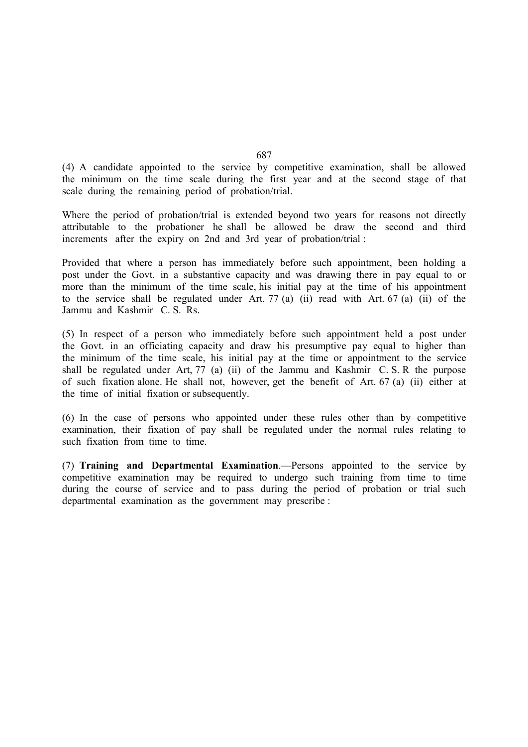(4) A candidate appointed to the service by competitive examination, shall be allowed the minimum on the time scale during the first year and at the second stage of that scale during the remaining period of probation/trial.

Where the period of probation/trial is extended beyond two years for reasons not directly attributable to the probationer he shall be allowed be draw the second and third increments after the expiry on 2nd and 3rd year of probation/trial :

Provided that where a person has immediately before such appointment, been holding a post under the Govt. in a substantive capacity and was drawing there in pay equal to or more than the minimum of the time scale, his initial pay at the time of his appointment to the service shall be regulated under Art. 77 (a) (ii) read with Art. 67 (a) (ii) of the Jammu and Kashmir C. S. Rs.

(5) In respect of a person who immediately before such appointment held a post under the Govt. in an officiating capacity and draw his presumptive pay equal to higher than the minimum of the time scale, his initial pay at the time or appointment to the service shall be regulated under Art, 77 (a) (ii) of the Jammu and Kashmir C. S. R the purpose of such fixation alone. He shall not, however, get the benefit of Art. 67 (a) (ii) either at the time of initial fixation or subsequently.

(6) In the case of persons who appointed under these rules other than by competitive examination, their fixation of pay shall be regulated under the normal rules relating to such fixation from time to time.

(7) **Training and Departmental Examination**.—Persons appointed to the service by competitive examination may be required to undergo such training from time to time during the course of service and to pass during the period of probation or trial such departmental examination as the government may prescribe :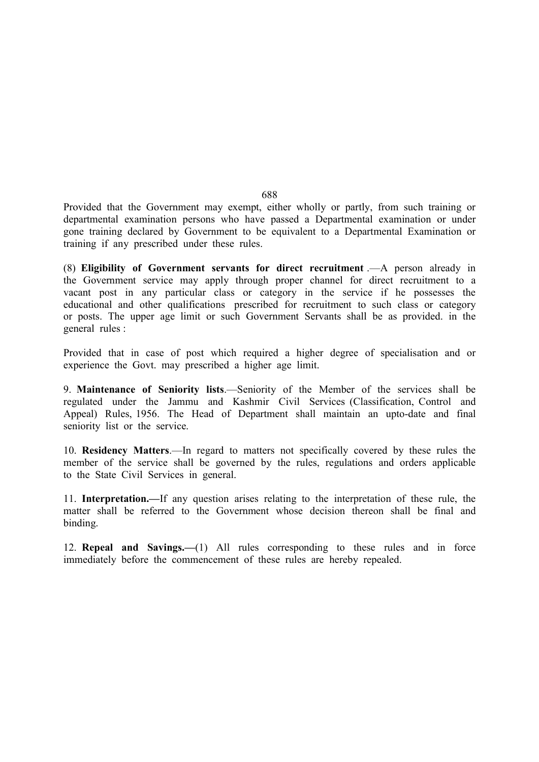Provided that the Government may exempt, either wholly or partly, from such training or departmental examination persons who have passed a Departmental examination or under gone training declared by Government to be equivalent to a Departmental Examination or training if any prescribed under these rules.

(8) **Eligibility of Government servants for direct recruitment** .—A person already in the Government service may apply through proper channel for direct recruitment to a vacant post in any particular class or category in the service if he possesses the educational and other qualifications prescribed for recruitment to such class or category or posts. The upper age limit or such Government Servants shall be as provided. in the general rules :

Provided that in case of post which required a higher degree of specialisation and or experience the Govt. may prescribed a higher age limit.

9. **Maintenance of Seniority lists**.—Seniority of the Member of the services shall be regulated under the Jammu and Kashmir Civil Services (Classification, Control and Appeal) Rules, 1956. The Head of Department shall maintain an upto-date and final seniority list or the service.

10. **Residency Matters**.—In regard to matters not specifically covered by these rules the member of the service shall be governed by the rules, regulations and orders applicable to the State Civil Services in general.

11. **Interpretation.—**If any question arises relating to the interpretation of these rule, the matter shall be referred to the Government whose decision thereon shall be final and binding.

12. **Repeal and Savings.—**(1) All rules corresponding to these rules and in force immediately before the commencement of these rules are hereby repealed.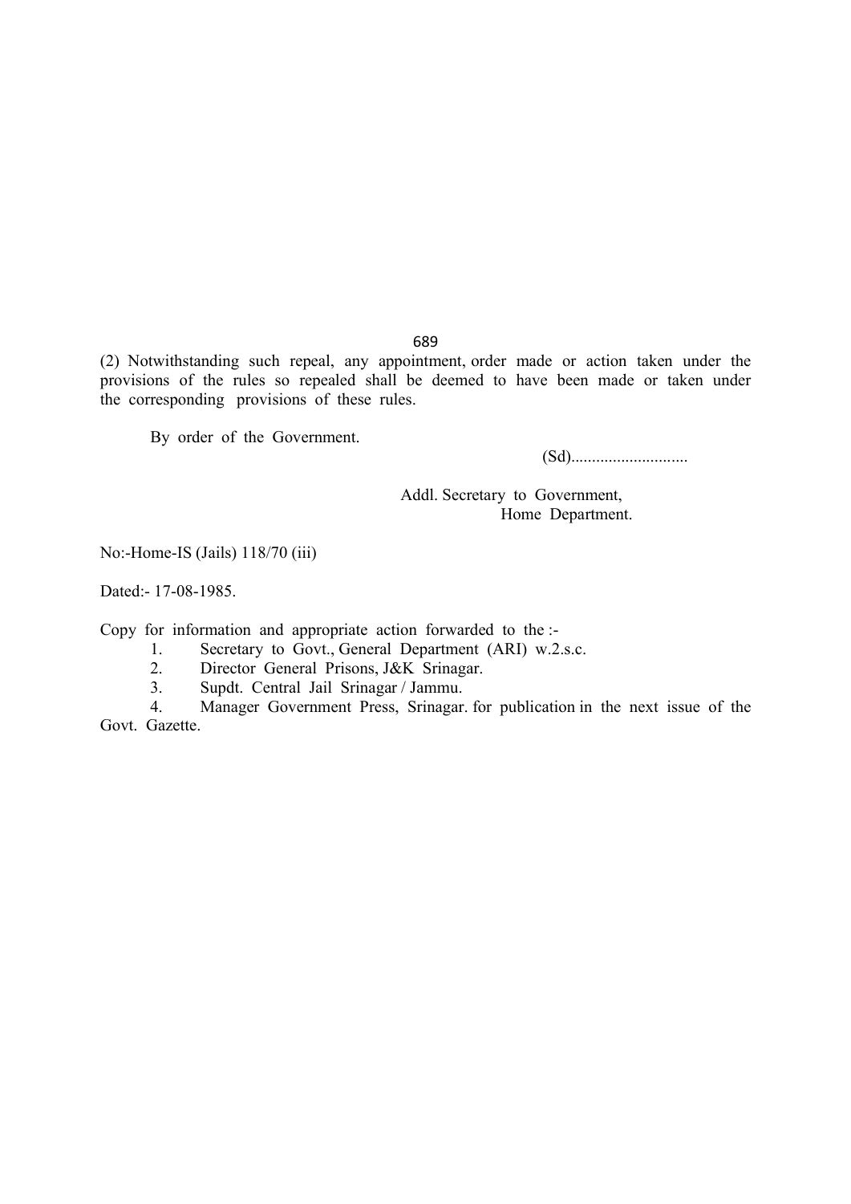(2) Notwithstanding such repeal, any appointment, order made or action taken under the provisions of the rules so repealed shall be deemed to have been made or taken under the corresponding provisions of these rules.

By order of the Government.

(Sd)............................

Addl. Secretary to Government,
Home Department.

No:-Home-IS (Jails) 118/70 (iii)

Dated:- 17-08-1985.

Copy for information and appropriate action forwarded to the :-

1. Secretary to Govt., General Department (ARI) w.2.s.c.
2. Director General Prisons, J&K Srinagar.
3. Supdt. Central Jail Srinagar / Jammu.
4. Manager Government Press, Srinagar. for publication in the next issue of the Govt. Gazette.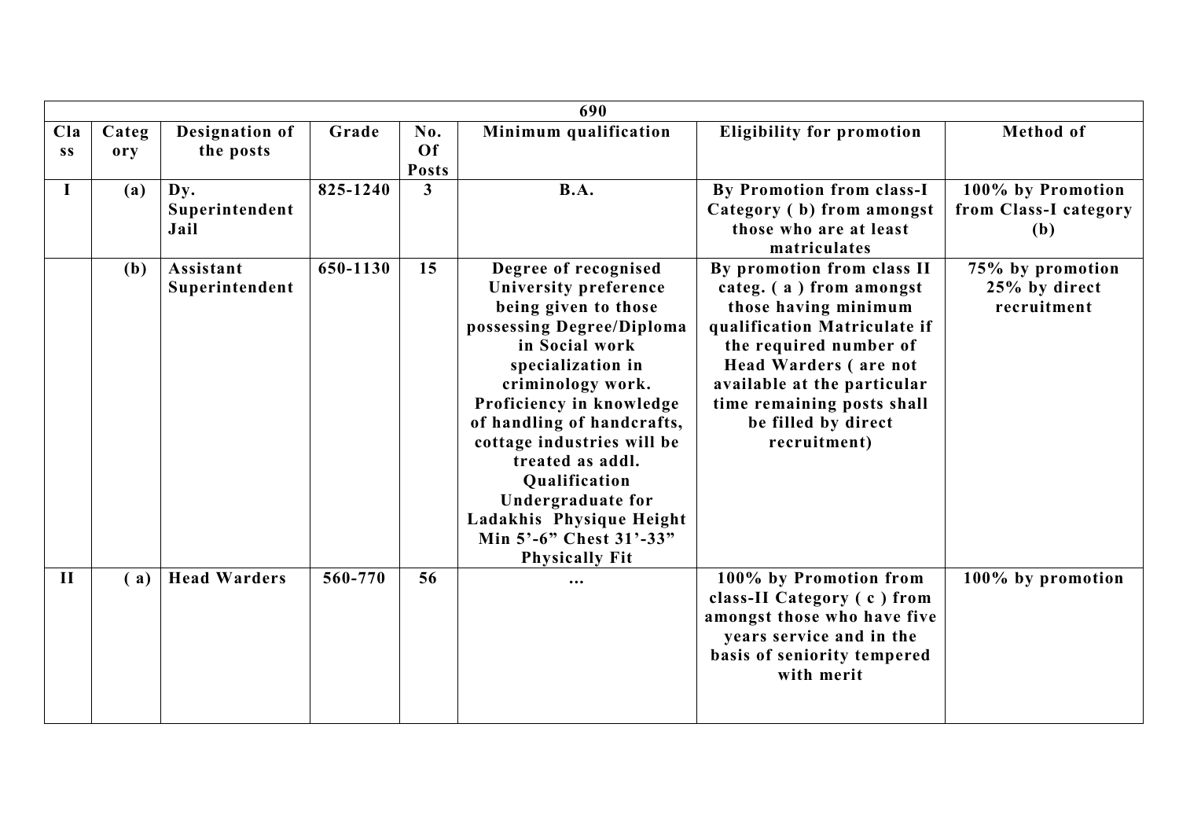| 690 | | | | | | | |
|---|---|---|---|---|---|---|---|
| **Class** | **Category** | **Designation of the posts** | **Grade** | **No. Of Posts** | **Minimum qualification** | **Eligibility for promotion** | **Method of** |
| **I** | **(a)** | **Dy. Superintendent Jail** | **825-1240** | **3** | **B.A.** | **By Promotion from class-I Category ( b) from amongst those who are at least matriculates** | **100% by Promotion from Class-I category (b)** |
| | **(b)** | **Assistant Superintendent** | **650-1130** | **15** | **Degree of recognised University preference being given to those possessing Degree/Diploma in Social work specialization in criminology work. Proficiency in knowledge of handling of handcrafts, cottage industries will be treated as addl. Qualification Undergraduate for Ladakhis Physique Height Min 5'-6" Chest 31'-33" Physically Fit** | **By promotion from class II categ. ( a ) from amongst those having minimum qualification Matriculate if the required number of Head Warders ( are not available at the particular time remaining posts shall be filled by direct recruitment)** | **75% by promotion 25% by direct recruitment** |
| **II** | **( a)** | **Head Warders** | **560-770** | **56** | **...** | **100% by Promotion from class-II Category ( c ) from amongst those who have five years service and in the basis of seniority tempered with merit** | **100% by promotion** |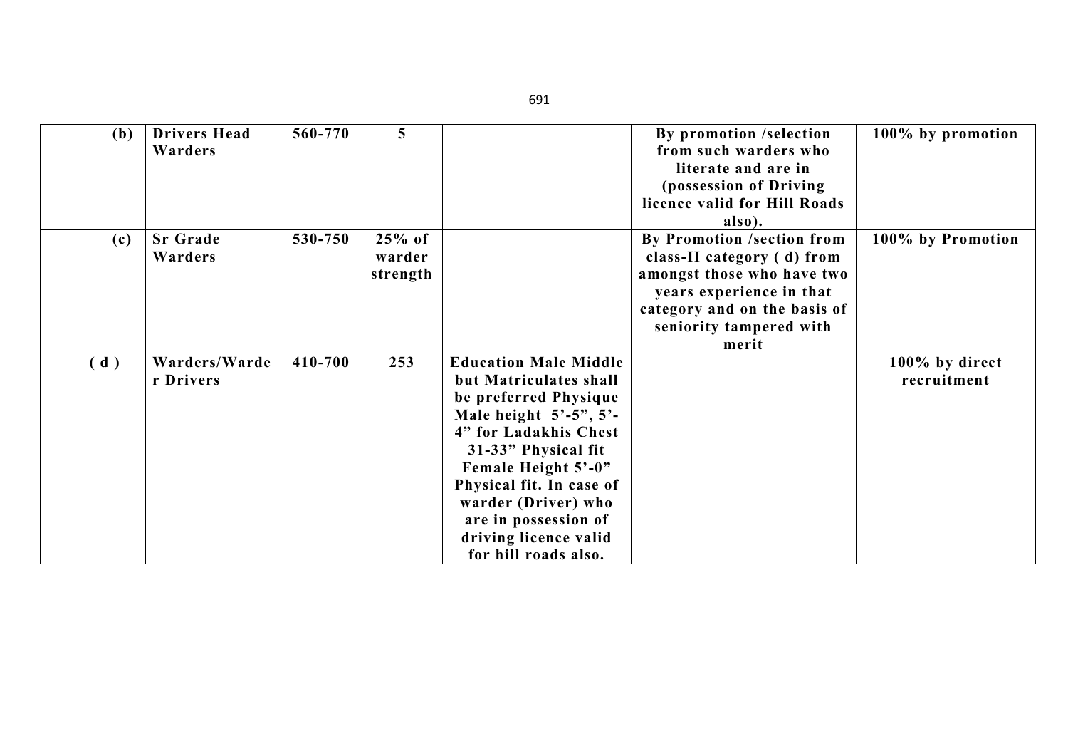| | | | | | | |
|---|---|---|---|---|---|---|
| | **(b)** | **Drivers Head Warders** | **560-770** | **5** | | **By promotion /selection from such warders who literate and are in (possession of Driving licence valid for Hill Roads also).** | **100% by promotion** |
| | **(c)** | **Sr Grade Warders** | **530-750** | **25% of warder strength** | | **By Promotion /section from class-II category ( d) from amongst those who have two years experience in that category and on the basis of seniority tampered with merit** | **100% by Promotion** |
| | **( d )** | **Warders/Warder Drivers** | **410-700** | **253** | **Education Male Middle but Matriculates shall be preferred Physique Male height 5'-5", 5'-4" for Ladakhis Chest 31-33" Physical fit Female Height 5'-0" Physical fit. In case of warder (Driver) who are in possession of driving licence valid for hill roads also.** | | **100% by direct recruitment** |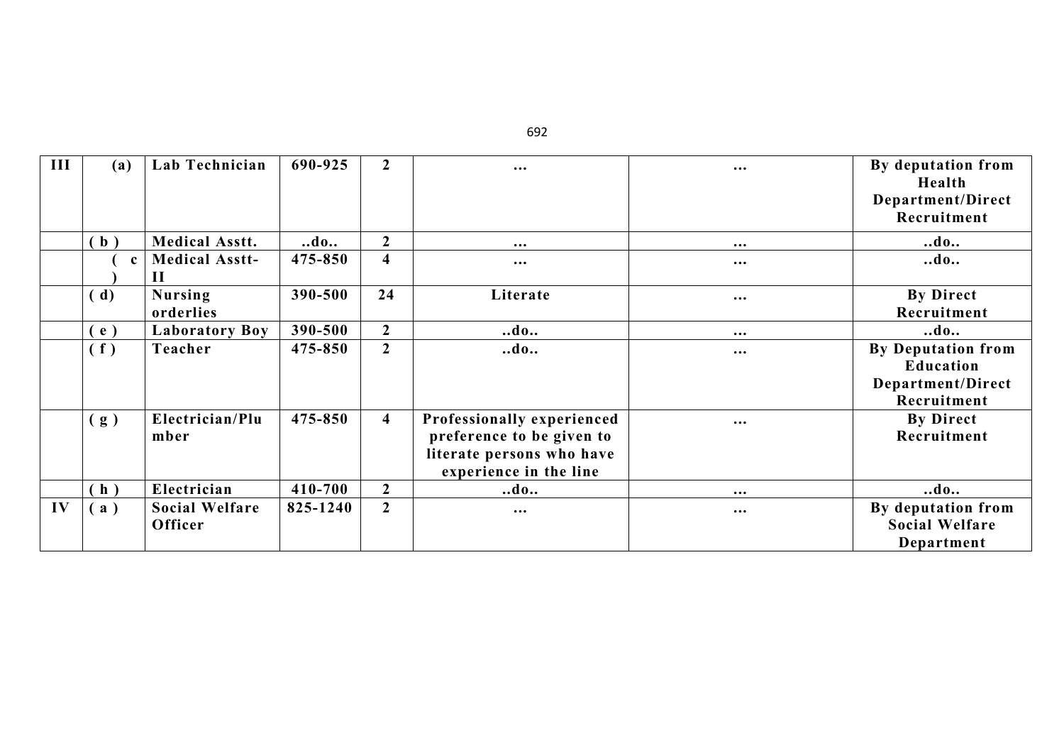| III | (a) | Lab Technician | 690-925 | 2 | ... | ... | By deputation from Health Department/Direct Recruitment |
|---|---|---|---|---|---|---|---|
| | ( b ) | Medical Asstt. | ..do.. | 2 | ... | ... | ..do.. |
| | ( c ) | Medical Asstt-II | 475-850 | 4 | ... | ... | ..do.. |
| | ( d) | Nursing orderlies | 390-500 | 24 | Literate | ... | By Direct Recruitment |
| | ( e ) | Laboratory Boy | 390-500 | 2 | ..do.. | ... | ..do.. |
| | ( f ) | Teacher | 475-850 | 2 | ..do.. | ... | By Deputation from Education Department/Direct Recruitment |
| | ( g ) | Electrician/Plumber | 475-850 | 4 | Professionally experienced preference to be given to literate persons who have experience in the line | ... | By Direct Recruitment |
| | ( h ) | Electrician | 410-700 | 2 | ..do.. | ... | ..do.. |
| IV | ( a ) | Social Welfare Officer | 825-1240 | 2 | ... | ... | By deputation from Social Welfare Department |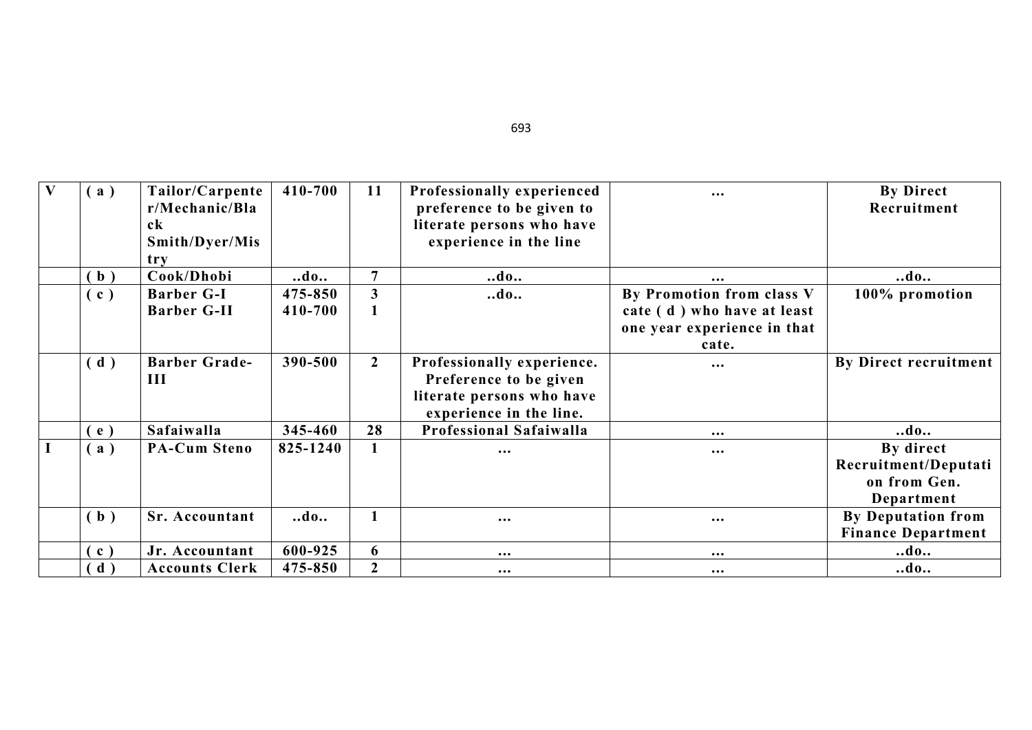| V | ( a ) | Tailor/Carpenter/Mechanic/Black Smith/Dyer/Mistry | 410-700 | 11 | Professionally experienced preference to be given to literate persons who have experience in the line | ... | By Direct Recruitment |
|---|---|---|---|---|---|---|---|
| | ( b ) | Cook/Dhobi | ..do.. | 7 | ..do.. | ... | ..do.. |
| | ( c ) | Barber G-I<br>Barber G-II | 475-850<br>410-700 | 3<br>1 | ..do.. | By Promotion from class V cate ( d ) who have at least one year experience in that cate. | 100% promotion |
| | ( d ) | Barber Grade-III | 390-500 | 2 | Professionally experience. Preference to be given literate persons who have experience in the line. | ... | By Direct recruitment |
| | ( e ) | Safaiwalla | 345-460 | 28 | Professional Safaiwalla | ... | ..do.. |
| I | ( a ) | PA-Cum Steno | 825-1240 | 1 | ... | ... | By direct Recruitment/Deputation from Gen. Department |
| | ( b ) | Sr. Accountant | ..do.. | 1 | ... | ... | By Deputation from Finance Department |
| | ( c ) | Jr. Accountant | 600-925 | 6 | ... | ... | ..do.. |
| | ( d ) | Accounts Clerk | 475-850 | 2 | ... | ... | ..do.. |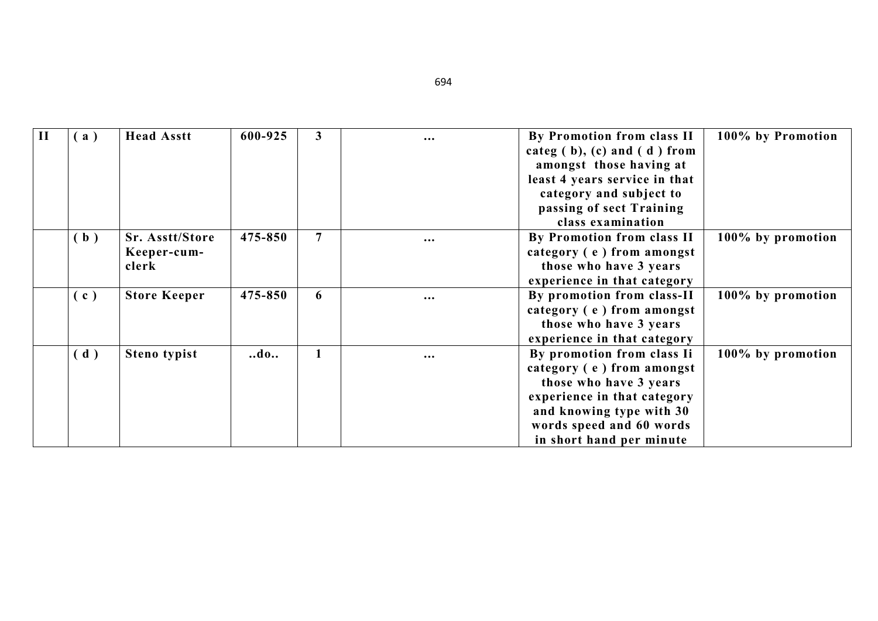| II | ( a ) | Head Asstt | 600-925 | 3 | ... | By Promotion from class II categ ( b), (c) and ( d ) from amongst those having at least 4 years service in that category and subject to passing of sect Training class examination | 100% by Promotion |
|---|---|---|---|---|---|---|---|
| | ( b ) | Sr. Asstt/Store Keeper-cum-clerk | 475-850 | 7 | ... | By Promotion from class II category ( e ) from amongst those who have 3 years experience in that category | 100% by promotion |
| | ( c ) | Store Keeper | 475-850 | 6 | ... | By promotion from class-II category ( e ) from amongst those who have 3 years experience in that category | 100% by promotion |
| | ( d ) | Steno typist | ..do.. | 1 | ... | By promotion from class Ii category ( e ) from amongst those who have 3 years experience in that category and knowing type with 30 words speed and 60 words in short hand per minute | 100% by promotion |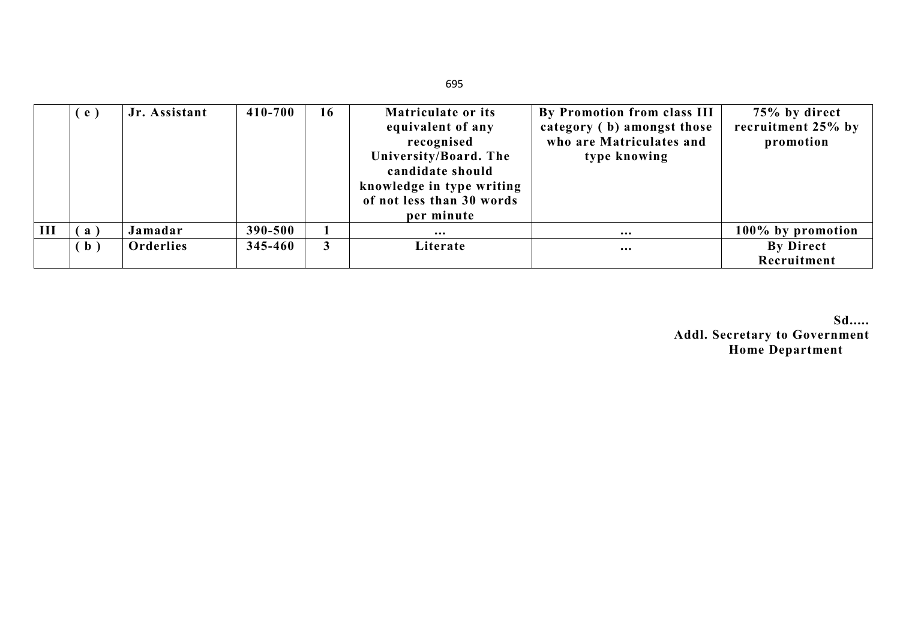| | | | | | | | |
|---|---|---|---|---|---|---|---|
| | ( e ) | Jr. Assistant | 410-700 | 16 | Matriculate or its equivalent of any recognised University/Board. The candidate should knowledge in type writing of not less than 30 words per minute | By Promotion from class III category ( b) amongst those who are Matriculates and type knowing | 75% by direct recruitment 25% by promotion |
| III | ( a ) | Jamadar | 390-500 | 1 | ... | ... | 100% by promotion |
| | ( b ) | Orderlies | 345-460 | 3 | Literate | ... | By Direct Recruitment |

**Sd.....**
**Addl. Secretary to Government**
**Home Department**